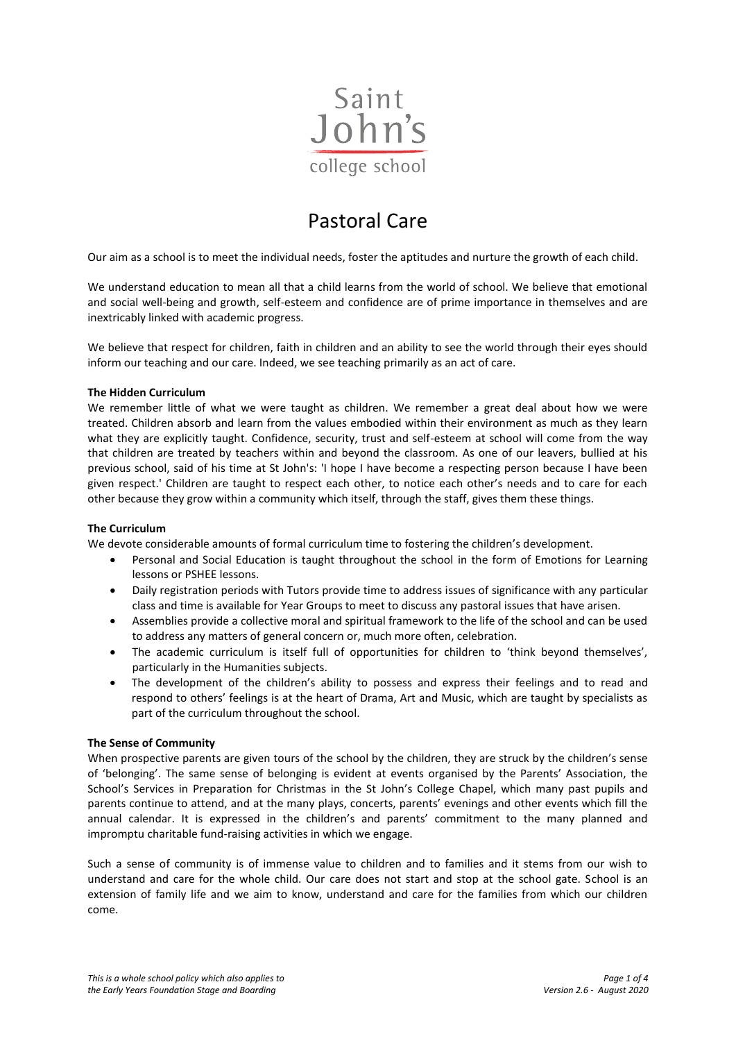Saint John's college school

# Pastoral Care

Our aim as a school is to meet the individual needs, foster the aptitudes and nurture the growth of each child.

We understand education to mean all that a child learns from the world of school. We believe that emotional and social well-being and growth, self-esteem and confidence are of prime importance in themselves and are inextricably linked with academic progress.

We believe that respect for children, faith in children and an ability to see the world through their eyes should inform our teaching and our care. Indeed, we see teaching primarily as an act of care.

**The Hidden Curriculum**

We remember little of what we were taught as children. We remember a great deal about how we were treated. Children absorb and learn from the values embodied within their environment as much as they learn what they are explicitly taught. Confidence, security, trust and self-esteem at school will come from the way that children are treated by teachers within and beyond the classroom. As one of our leavers, bullied at his previous school, said of his time at St John's: 'I hope I have become a respecting person because I have been given respect.' Children are taught to respect each other, to notice each other's needs and to care for each other because they grow within a community which itself, through the staff, gives them these things.

**The Curriculum**

We devote considerable amounts of formal curriculum time to fostering the children's development.

- Personal and Social Education is taught throughout the school in the form of Emotions for Learning lessons or PSHEE lessons.
- Daily registration periods with Tutors provide time to address issues of significance with any particular class and time is available for Year Groups to meet to discuss any pastoral issues that have arisen.
- Assemblies provide a collective moral and spiritual framework to the life of the school and can be used to address any matters of general concern or, much more often, celebration.
- The academic curriculum is itself full of opportunities for children to 'think beyond themselves', particularly in the Humanities subjects.
- The development of the children's ability to possess and express their feelings and to read and respond to others' feelings is at the heart of Drama, Art and Music, which are taught by specialists as part of the curriculum throughout the school.

**The Sense of Community**

When prospective parents are given tours of the school by the children, they are struck by the children's sense of 'belonging'. The same sense of belonging is evident at events organised by the Parents' Association, the School's Services in Preparation for Christmas in the St John's College Chapel, which many past pupils and parents continue to attend, and at the many plays, concerts, parents' evenings and other events which fill the annual calendar. It is expressed in the children's and parents' commitment to the many planned and impromptu charitable fund-raising activities in which we engage.

Such a sense of community is of immense value to children and to families and it stems from our wish to understand and care for the whole child. Our care does not start and stop at the school gate. School is an extension of family life and we aim to know, understand and care for the families from which our children come.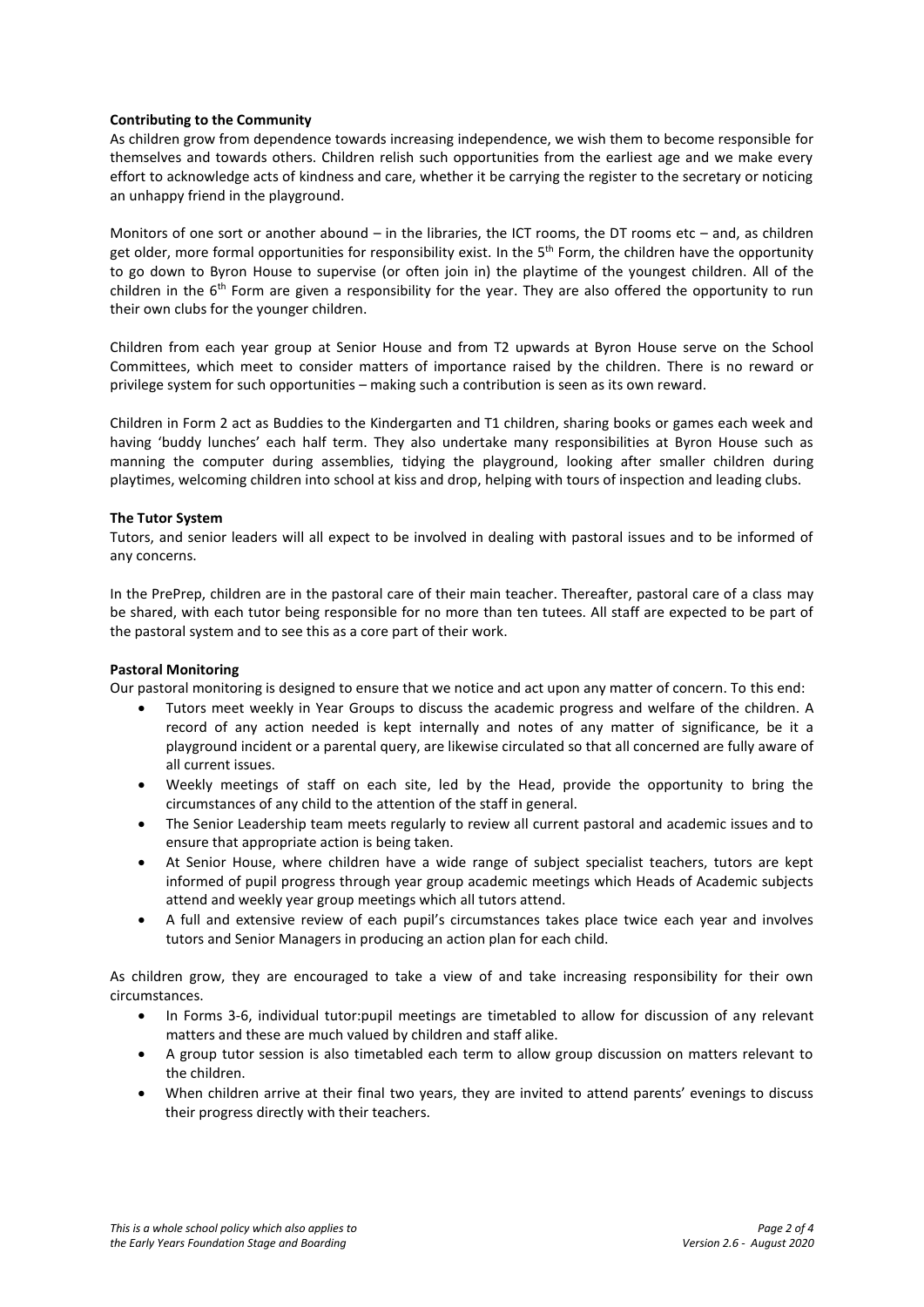**Contributing to the Community**

As children grow from dependence towards increasing independence, we wish them to become responsible for themselves and towards others. Children relish such opportunities from the earliest age and we make every effort to acknowledge acts of kindness and care, whether it be carrying the register to the secretary or noticing an unhappy friend in the playground.

Monitors of one sort or another abound – in the libraries, the ICT rooms, the DT rooms etc – and, as children get older, more formal opportunities for responsibility exist. In the 5th Form, the children have the opportunity to go down to Byron House to supervise (or often join in) the playtime of the youngest children. All of the children in the 6th Form are given a responsibility for the year. They are also offered the opportunity to run their own clubs for the younger children.

Children from each year group at Senior House and from T2 upwards at Byron House serve on the School Committees, which meet to consider matters of importance raised by the children. There is no reward or privilege system for such opportunities – making such a contribution is seen as its own reward.

Children in Form 2 act as Buddies to the Kindergarten and T1 children, sharing books or games each week and having 'buddy lunches' each half term. They also undertake many responsibilities at Byron House such as manning the computer during assemblies, tidying the playground, looking after smaller children during playtimes, welcoming children into school at kiss and drop, helping with tours of inspection and leading clubs.

**The Tutor System**

Tutors, and senior leaders will all expect to be involved in dealing with pastoral issues and to be informed of any concerns.

In the PrePrep, children are in the pastoral care of their main teacher. Thereafter, pastoral care of a class may be shared, with each tutor being responsible for no more than ten tutees. All staff are expected to be part of the pastoral system and to see this as a core part of their work.

**Pastoral Monitoring**

Our pastoral monitoring is designed to ensure that we notice and act upon any matter of concern. To this end:

- Tutors meet weekly in Year Groups to discuss the academic progress and welfare of the children. A record of any action needed is kept internally and notes of any matter of significance, be it a playground incident or a parental query, are likewise circulated so that all concerned are fully aware of all current issues.
- Weekly meetings of staff on each site, led by the Head, provide the opportunity to bring the circumstances of any child to the attention of the staff in general.
- The Senior Leadership team meets regularly to review all current pastoral and academic issues and to ensure that appropriate action is being taken.
- At Senior House, where children have a wide range of subject specialist teachers, tutors are kept informed of pupil progress through year group academic meetings which Heads of Academic subjects attend and weekly year group meetings which all tutors attend.
- A full and extensive review of each pupil's circumstances takes place twice each year and involves tutors and Senior Managers in producing an action plan for each child.

As children grow, they are encouraged to take a view of and take increasing responsibility for their own circumstances.

- In Forms 3-6, individual tutor:pupil meetings are timetabled to allow for discussion of any relevant matters and these are much valued by children and staff alike.
- A group tutor session is also timetabled each term to allow group discussion on matters relevant to the children.
- When children arrive at their final two years, they are invited to attend parents' evenings to discuss their progress directly with their teachers.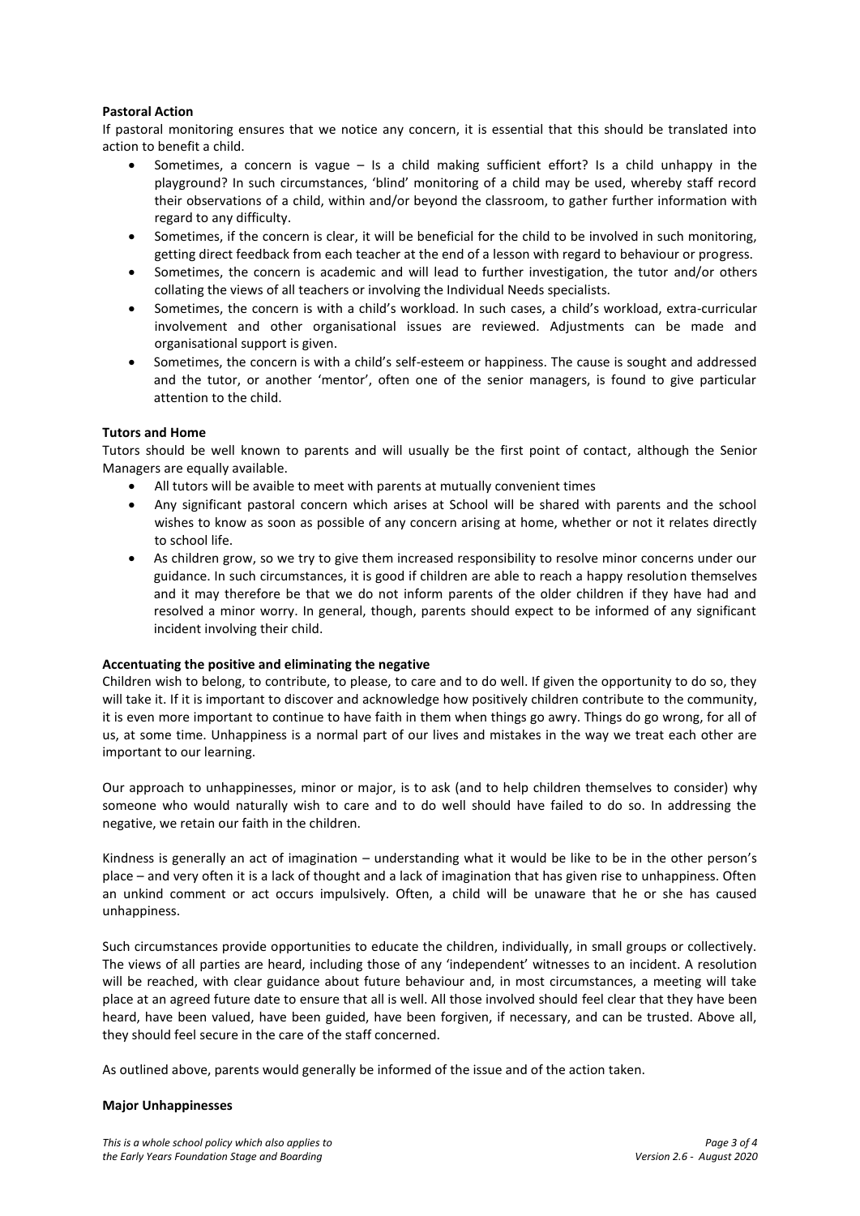**Pastoral Action**

If pastoral monitoring ensures that we notice any concern, it is essential that this should be translated into action to benefit a child.

- Sometimes, a concern is vague – Is a child making sufficient effort? Is a child unhappy in the playground? In such circumstances, 'blind' monitoring of a child may be used, whereby staff record their observations of a child, within and/or beyond the classroom, to gather further information with regard to any difficulty.
- Sometimes, if the concern is clear, it will be beneficial for the child to be involved in such monitoring, getting direct feedback from each teacher at the end of a lesson with regard to behaviour or progress.
- Sometimes, the concern is academic and will lead to further investigation, the tutor and/or others collating the views of all teachers or involving the Individual Needs specialists.
- Sometimes, the concern is with a child's workload. In such cases, a child's workload, extra-curricular involvement and other organisational issues are reviewed. Adjustments can be made and organisational support is given.
- Sometimes, the concern is with a child's self-esteem or happiness. The cause is sought and addressed and the tutor, or another 'mentor', often one of the senior managers, is found to give particular attention to the child.

**Tutors and Home**

Tutors should be well known to parents and will usually be the first point of contact, although the Senior Managers are equally available.

- All tutors will be avaible to meet with parents at mutually convenient times
- Any significant pastoral concern which arises at School will be shared with parents and the school wishes to know as soon as possible of any concern arising at home, whether or not it relates directly to school life.
- As children grow, so we try to give them increased responsibility to resolve minor concerns under our guidance. In such circumstances, it is good if children are able to reach a happy resolution themselves and it may therefore be that we do not inform parents of the older children if they have had and resolved a minor worry. In general, though, parents should expect to be informed of any significant incident involving their child.

**Accentuating the positive and eliminating the negative**

Children wish to belong, to contribute, to please, to care and to do well. If given the opportunity to do so, they will take it. If it is important to discover and acknowledge how positively children contribute to the community, it is even more important to continue to have faith in them when things go awry. Things do go wrong, for all of us, at some time. Unhappiness is a normal part of our lives and mistakes in the way we treat each other are important to our learning.

Our approach to unhappinesses, minor or major, is to ask (and to help children themselves to consider) why someone who would naturally wish to care and to do well should have failed to do so. In addressing the negative, we retain our faith in the children.

Kindness is generally an act of imagination – understanding what it would be like to be in the other person's place – and very often it is a lack of thought and a lack of imagination that has given rise to unhappiness. Often an unkind comment or act occurs impulsively. Often, a child will be unaware that he or she has caused unhappiness.

Such circumstances provide opportunities to educate the children, individually, in small groups or collectively. The views of all parties are heard, including those of any 'independent' witnesses to an incident. A resolution will be reached, with clear guidance about future behaviour and, in most circumstances, a meeting will take place at an agreed future date to ensure that all is well. All those involved should feel clear that they have been heard, have been valued, have been guided, have been forgiven, if necessary, and can be trusted. Above all, they should feel secure in the care of the staff concerned.

As outlined above, parents would generally be informed of the issue and of the action taken.

**Major Unhappinesses**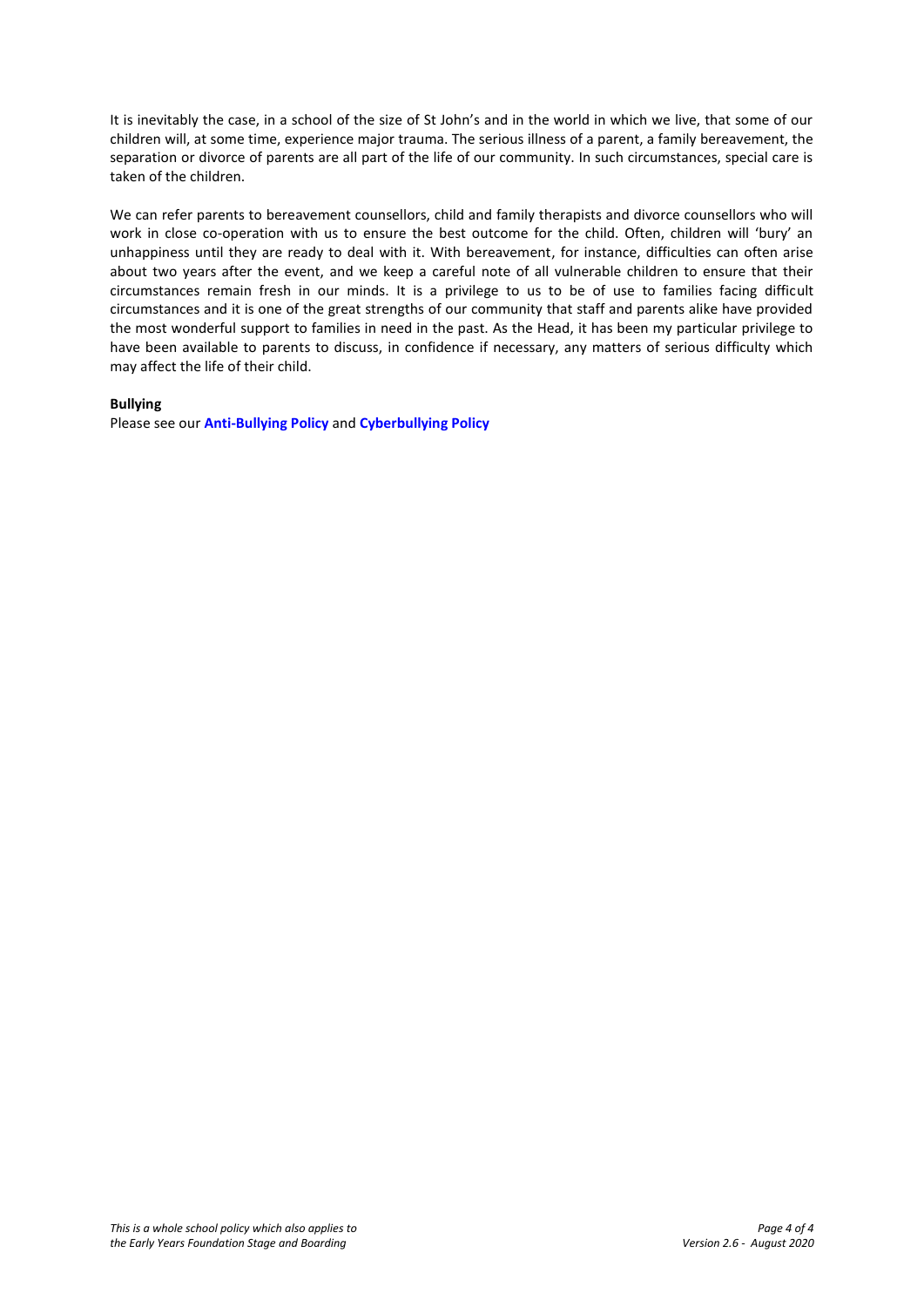It is inevitably the case, in a school of the size of St John's and in the world in which we live, that some of our children will, at some time, experience major trauma. The serious illness of a parent, a family bereavement, the separation or divorce of parents are all part of the life of our community. In such circumstances, special care is taken of the children.

We can refer parents to bereavement counsellors, child and family therapists and divorce counsellors who will work in close co-operation with us to ensure the best outcome for the child. Often, children will 'bury' an unhappiness until they are ready to deal with it. With bereavement, for instance, difficulties can often arise about two years after the event, and we keep a careful note of all vulnerable children to ensure that their circumstances remain fresh in our minds. It is a privilege to us to be of use to families facing difficult circumstances and it is one of the great strengths of our community that staff and parents alike have provided the most wonderful support to families in need in the past. As the Head, it has been my particular privilege to have been available to parents to discuss, in confidence if necessary, any matters of serious difficulty which may affect the life of their child.

**Bullying**

Please see our **Anti-Bullying Policy** and **Cyberbullying Policy**

*This is a whole school policy which also applies to the Early Years Foundation Stage and Boarding*

*Version 2.6 - August 2020*